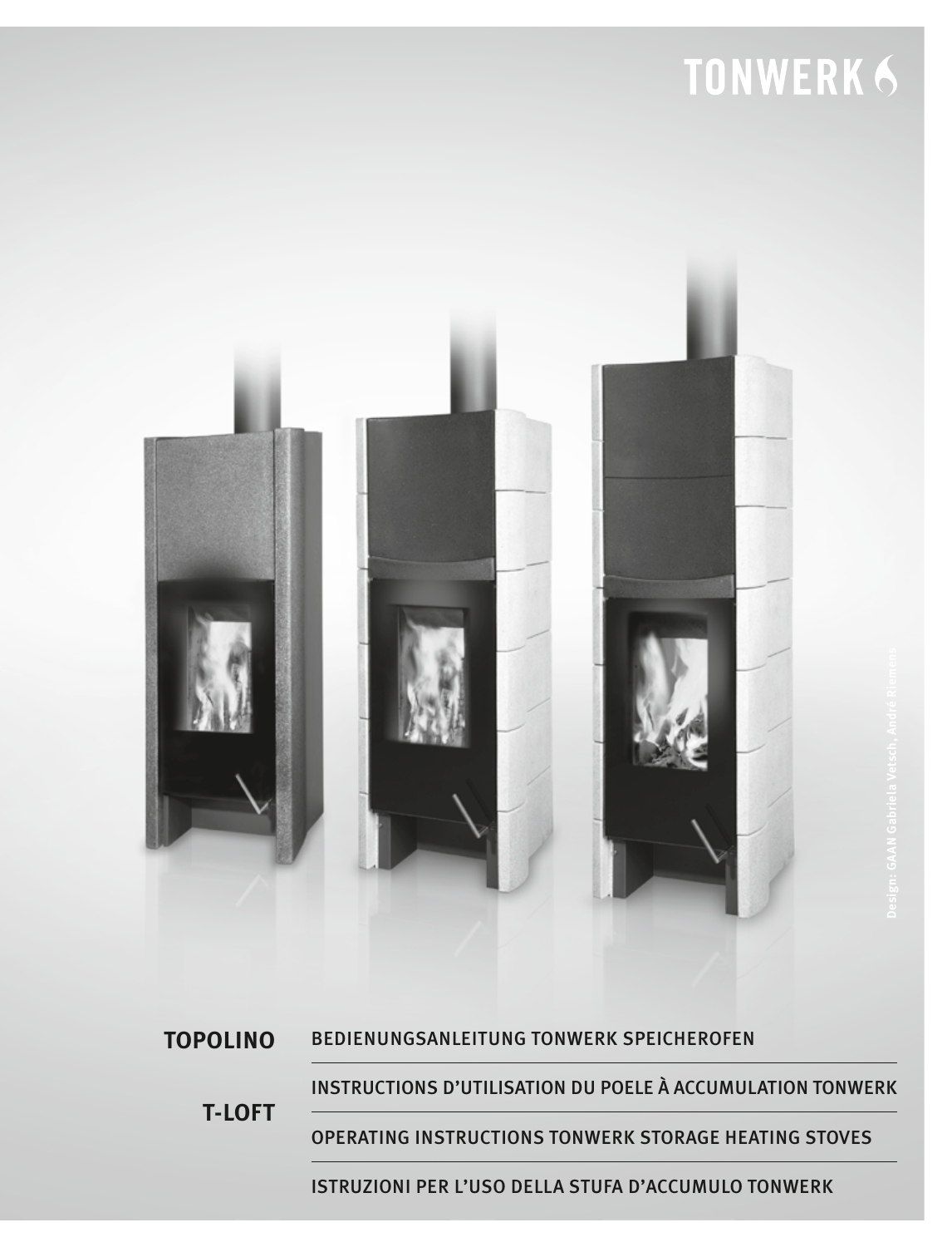TONWERK

Design: GAAN Gabriela Vetsch, André Riemens

**TOPOLINO**

**T-LOFT**

BEDIENUNGSANLEITUNG TONWERK SPEICHEROFEN

INSTRUCTIONS D'UTILISATION DU POELE À ACCUMULATION TONWERK

OPERATING INSTRUCTIONS TONWERK STORAGE HEATING STOVES

ISTRUZIONI PER L'USO DELLA STUFA D'ACCUMULO TONWERK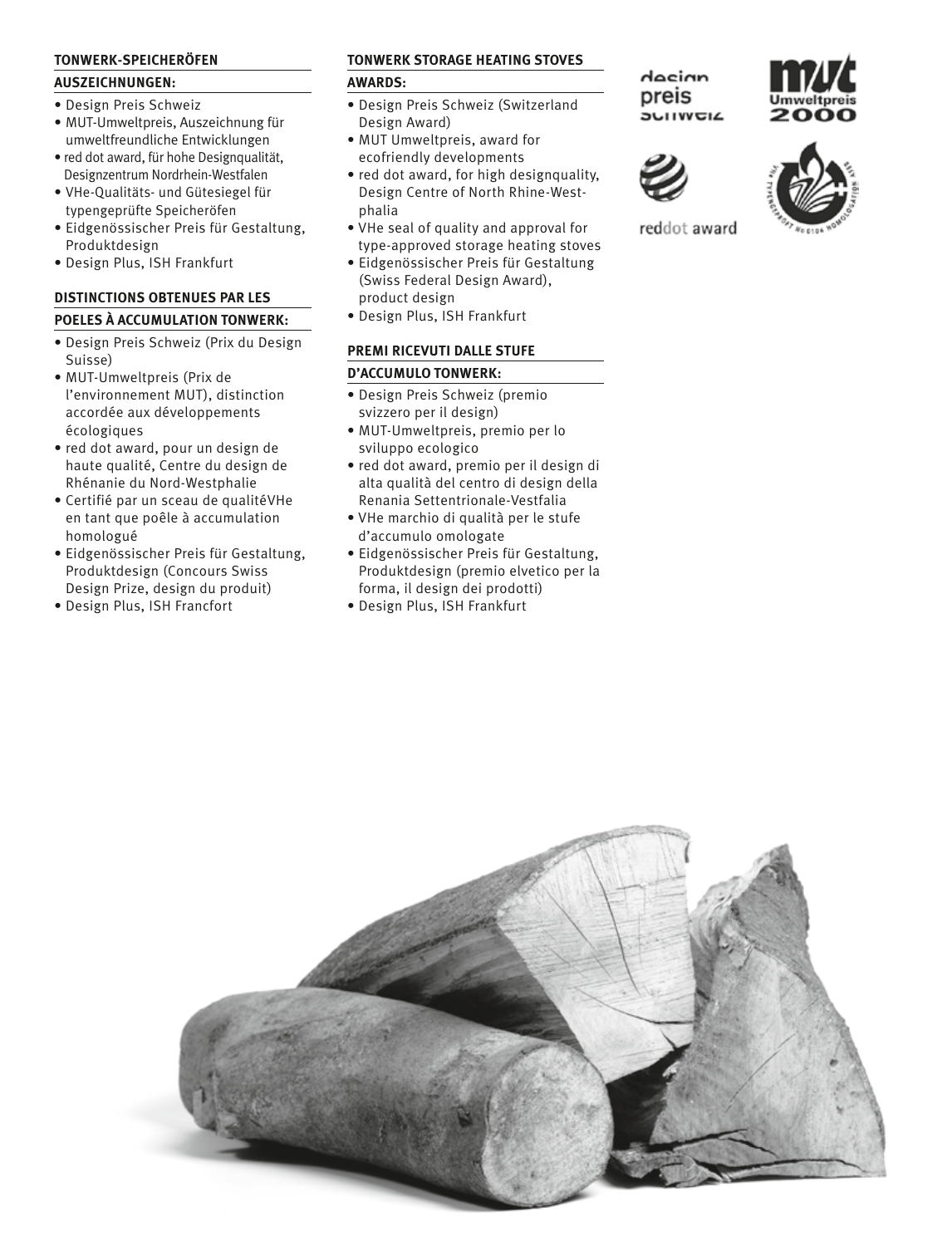### TONWERK-SPEICHERÖFEN

### AUSZEICHNUNGEN:

- Design Preis Schweiz
- MUT-Umweltpreis, Auszeichnung für umweltfreundliche Entwicklungen
- red dot award, für hohe Designqualität, Designzentrum Nordrhein-Westfalen
- VHe-Qualitäts- und Gütesiegel für typengeprüfte Speicheröfen
- Eidgenössischer Preis für Gestaltung, Produktdesign
- Design Plus, ISH Frankfurt

### DISTINCTIONS OBTENUES PAR LES POELES À ACCUMULATION TONWERK:

- Design Preis Schweiz (Prix du Design Suisse)
- MUT-Umweltpreis (Prix de l'environnement MUT), distinction accordée aux développements écologiques
- red dot award, pour un design de haute qualité, Centre du design de Rhénanie du Nord-Westphalie
- Certifié par un sceau de qualitéVHe en tant que poêle à accumulation homologué
- Eidgenössischer Preis für Gestaltung, Produktdesign (Concours Swiss Design Prize, design du produit)
- Design Plus, ISH Francfort

### TONWERK STORAGE HEATING STOVES

### AWARDS:

- Design Preis Schweiz (Switzerland Design Award)
- MUT Umweltpreis, award for ecofriendly developments
- red dot award, for high designquality, Design Centre of North Rhine-Westphalia
- VHe seal of quality and approval for type-approved storage heating stoves
- Eidgenössischer Preis für Gestaltung (Swiss Federal Design Award), product design
- Design Plus, ISH Frankfurt

### PREMI RICEVUTI DALLE STUFE D'ACCUMULO TONWERK:

- Design Preis Schweiz (premio svizzero per il design)
- MUT-Umweltpreis, premio per lo sviluppo ecologico
- red dot award, premio per il design di alta qualità del centro di design della Renania Settentrionale-Vestfalia
- VHe marchio di qualità per le stufe d'accumulo omologate
- Eidgenössischer Preis für Gestaltung, Produktdesign (premio elvetico per la forma, il design dei prodotti)
- Design Plus, ISH Frankfurt

design preis schweiz

mut Umweltpreis 2000

reddot award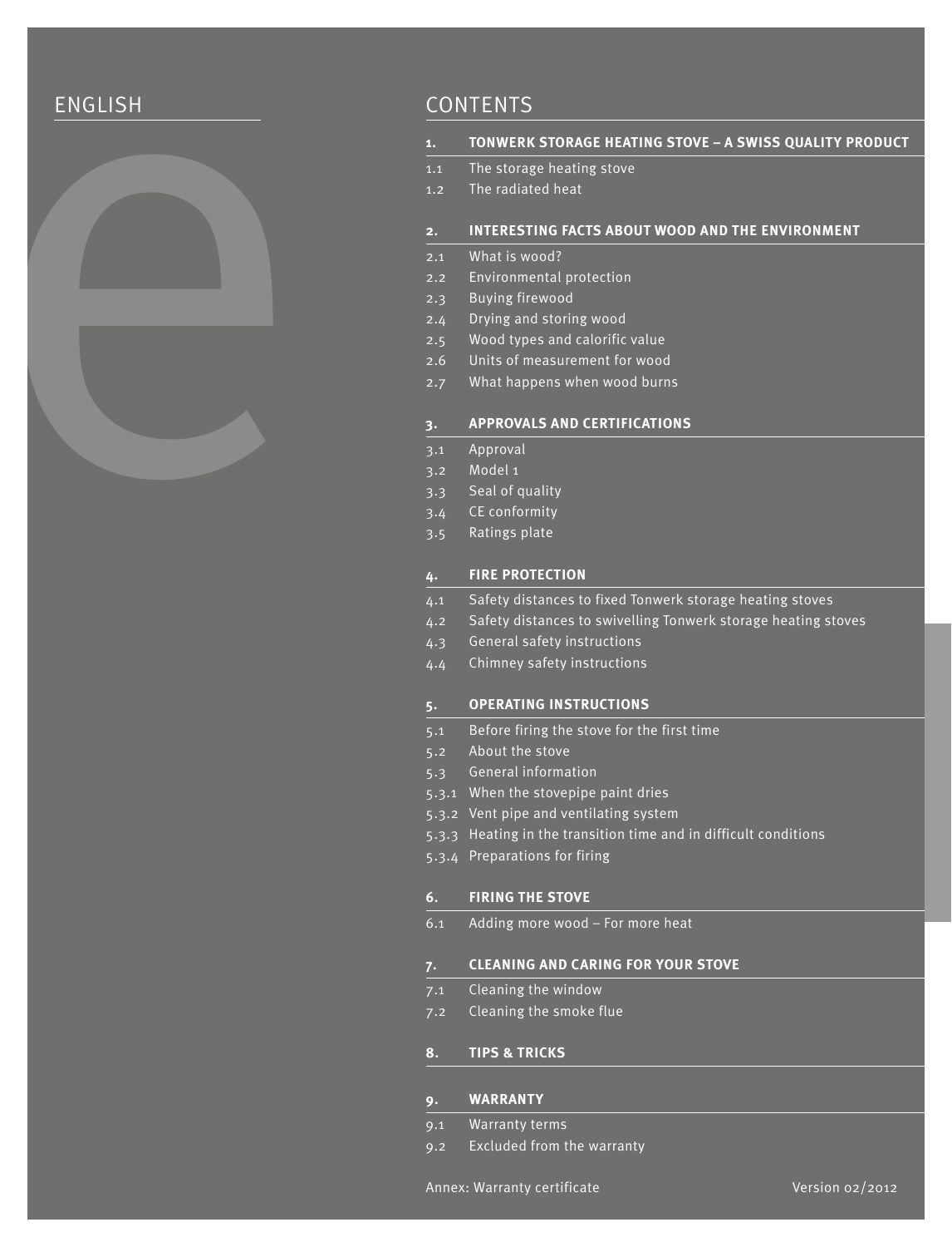# ENGLISH

# CONTENTS

**1. TONWERK STORAGE HEATING STOVE – A SWISS QUALITY PRODUCT**

- 1.1 The storage heating stove
- 1.2 The radiated heat

**2. INTERESTING FACTS ABOUT WOOD AND THE ENVIRONMENT**

- 2.1 What is wood?
- 2.2 Environmental protection
- 2.3 Buying firewood
- 2.4 Drying and storing wood
- 2.5 Wood types and calorific value
- 2.6 Units of measurement for wood
- 2.7 What happens when wood burns

**3. APPROVALS AND CERTIFICATIONS**

- 3.1 Approval
- 3.2 Model 1
- 3.3 Seal of quality
- 3.4 CE conformity
- 3.5 Ratings plate

**4. FIRE PROTECTION**

- 4.1 Safety distances to fixed Tonwerk storage heating stoves
- 4.2 Safety distances to swivelling Tonwerk storage heating stoves
- 4.3 General safety instructions
- 4.4 Chimney safety instructions

**5. OPERATING INSTRUCTIONS**

- 5.1 Before firing the stove for the first time
- 5.2 About the stove
- 5.3 General information
- 5.3.1 When the stovepipe paint dries
- 5.3.2 Vent pipe and ventilating system
- 5.3.3 Heating in the transition time and in difficult conditions
- 5.3.4 Preparations for firing

**6. FIRING THE STOVE**

- 6.1 Adding more wood – For more heat

**7. CLEANING AND CARING FOR YOUR STOVE**

- 7.1 Cleaning the window
- 7.2 Cleaning the smoke flue

**8. TIPS & TRICKS**

**9. WARRANTY**

- 9.1 Warranty terms
- 9.2 Excluded from the warranty

Annex: Warranty certificate

Version 02/2012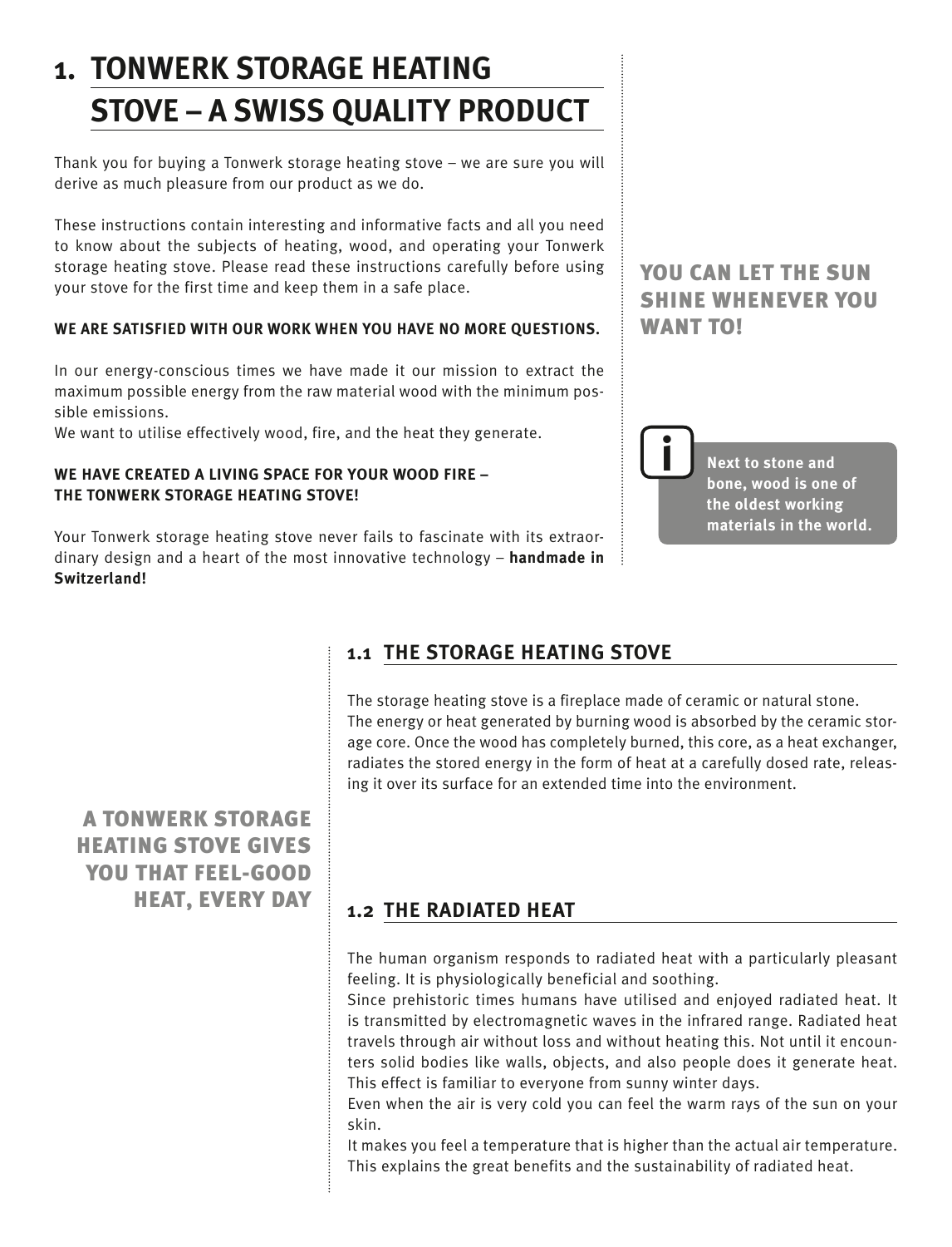# 1. TONWERK STORAGE HEATING STOVE – A SWISS QUALITY PRODUCT

Thank you for buying a Tonwerk storage heating stove – we are sure you will derive as much pleasure from our product as we do.

These instructions contain interesting and informative facts and all you need to know about the subjects of heating, wood, and operating your Tonwerk storage heating stove. Please read these instructions carefully before using your stove for the first time and keep them in a safe place.

**WE ARE SATISFIED WITH OUR WORK WHEN YOU HAVE NO MORE QUESTIONS.**

In our energy-conscious times we have made it our mission to extract the maximum possible energy from the raw material wood with the minimum possible emissions.
We want to utilise effectively wood, fire, and the heat they generate.

**WE HAVE CREATED A LIVING SPACE FOR YOUR WOOD FIRE – THE TONWERK STORAGE HEATING STOVE!**

Your Tonwerk storage heating stove never fails to fascinate with its extraordinary design and a heart of the most innovative technology – **handmade in Switzerland!**

**YOU CAN LET THE SUN SHINE WHENEVER YOU WANT TO!**

i **Next to stone and bone, wood is one of the oldest working materials in the world.**

## 1.1 THE STORAGE HEATING STOVE

The storage heating stove is a fireplace made of ceramic or natural stone.
The energy or heat generated by burning wood is absorbed by the ceramic storage core. Once the wood has completely burned, this core, as a heat exchanger, radiates the stored energy in the form of heat at a carefully dosed rate, releasing it over its surface for an extended time into the environment.

**A TONWERK STORAGE HEATING STOVE GIVES YOU THAT FEEL-GOOD HEAT, EVERY DAY**

## 1.2 THE RADIATED HEAT

The human organism responds to radiated heat with a particularly pleasant feeling. It is physiologically beneficial and soothing.
Since prehistoric times humans have utilised and enjoyed radiated heat. It is transmitted by electromagnetic waves in the infrared range. Radiated heat travels through air without loss and without heating this. Not until it encounters solid bodies like walls, objects, and also people does it generate heat. This effect is familiar to everyone from sunny winter days.
Even when the air is very cold you can feel the warm rays of the sun on your skin.
It makes you feel a temperature that is higher than the actual air temperature. This explains the great benefits and the sustainability of radiated heat.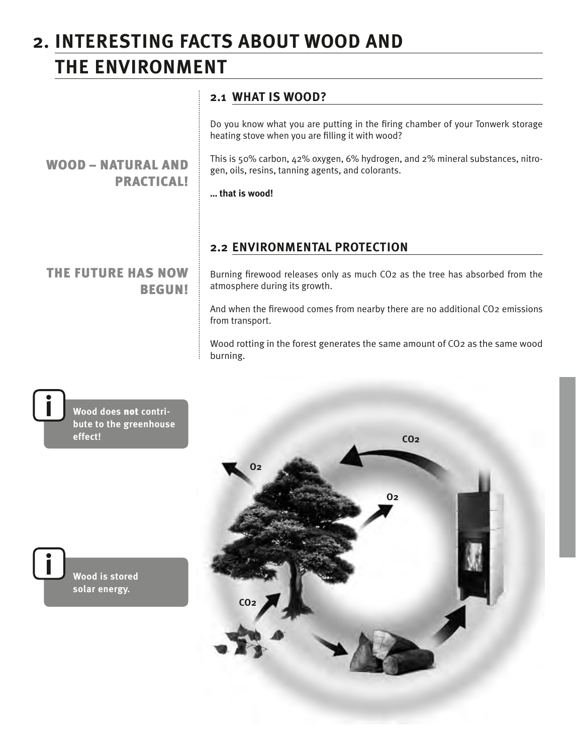# 2. INTERESTING FACTS ABOUT WOOD AND THE ENVIRONMENT

**WOOD – NATURAL AND PRACTICAL!**

## 2.1 WHAT IS WOOD?

Do you know what you are putting in the firing chamber of your Tonwerk storage heating stove when you are filling it with wood?

This is 50% carbon, 42% oxygen, 6% hydrogen, and 2% mineral substances, nitrogen, oils, resins, tanning agents, and colorants.

**... that is wood!**

**THE FUTURE HAS NOW BEGUN!**

## 2.2 ENVIRONMENTAL PROTECTION

Burning firewood releases only as much $CO_2$ as the tree has absorbed from the atmosphere during its growth.

And when the firewood comes from nearby there are no additional $CO_2$ emissions from transport.

Wood rotting in the forest generates the same amount of $CO_2$ as the same wood burning.

**Wood does not contribute to the greenhouse effect!**

**Wood is stored solar energy.**

$CO_2$

$O_2$

$O_2$

$CO_2$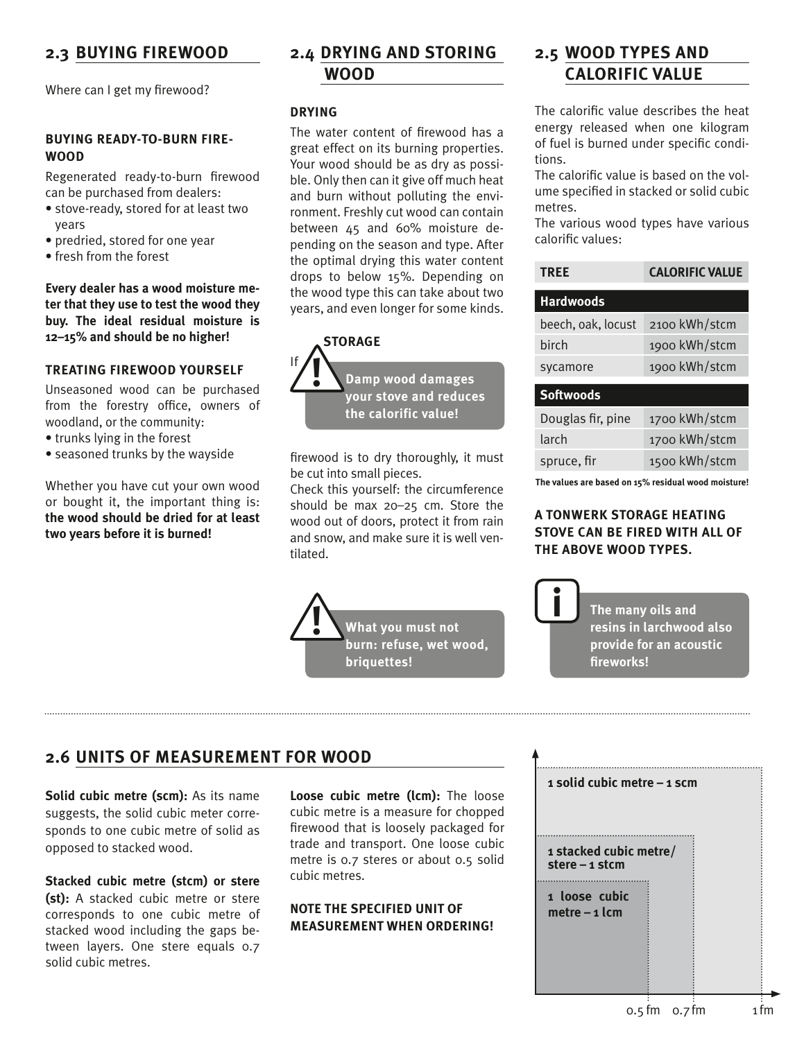## 2.3 BUYING FIREWOOD

Where can I get my firewood?

### BUYING READY-TO-BURN FIREWOOD

Regenerated ready-to-burn firewood can be purchased from dealers:

- stove-ready, stored for at least two years
- predried, stored for one year
- fresh from the forest

**Every dealer has a wood moisture meter that they use to test the wood they buy. The ideal residual moisture is 12–15% and should be no higher!**

### TREATING FIREWOOD YOURSELF

Unseasoned wood can be purchased from the forestry office, owners of woodland, or the community:

- trunks lying in the forest
- seasoned trunks by the wayside

Whether you have cut your own wood or bought it, the important thing is: **the wood should be dried for at least two years before it is burned!**

## 2.4 DRYING AND STORING WOOD

### DRYING

The water content of firewood has a great effect on its burning properties. Your wood should be as dry as possible. Only then can it give off much heat and burn without polluting the environment. Freshly cut wood can contain between 45 and 60% moisture depending on the season and type. After the optimal drying this water content drops to below 15%. Depending on the wood type this can take about two years, and even longer for some kinds.

### STORAGE

**Damp wood damages your stove and reduces the calorific value!**

If firewood is to dry thoroughly, it must be cut into small pieces.
Check this yourself: the circumference should be max 20–25 cm. Store the wood out of doors, protect it from rain and snow, and make sure it is well ventilated.

**What you must not burn: refuse, wet wood, briquettes!**

## 2.5 WOOD TYPES AND CALORIFIC VALUE

The calorific value describes the heat energy released when one kilogram of fuel is burned under specific conditions.
The calorific value is based on the volume specified in stacked or solid cubic metres.
The various wood types have various calorific values:

| TREE | CALORIFIC VALUE |
|---|---|
| **Hardwoods** | |
| beech, oak, locust | 2100 kWh/stcm |
| birch | 1900 kWh/stcm |
| sycamore | 1900 kWh/stcm |
| **Softwoods** | |
| Douglas fir, pine | 1700 kWh/stcm |
| larch | 1700 kWh/stcm |
| spruce, fir | 1500 kWh/stcm |

**The values are based on 15% residual wood moisture!**

**A TONWERK STORAGE HEATING STOVE CAN BE FIRED WITH ALL OF THE ABOVE WOOD TYPES.**

**The many oils and resins in larchwood also provide for an acoustic fireworks!**

## 2.6 UNITS OF MEASUREMENT FOR WOOD

**Solid cubic metre (scm):** As its name suggests, the solid cubic meter corresponds to one cubic metre of solid as opposed to stacked wood.

**Stacked cubic metre (stcm) or stere (st):** A stacked cubic metre or stere corresponds to one cubic metre of stacked wood including the gaps between layers. One stere equals 0.7 solid cubic metres.

**Loose cubic metre (lcm):** The loose cubic metre is a measure for chopped firewood that is loosely packaged for trade and transport. One loose cubic metre is 0.7 steres or about 0.5 solid cubic metres.

**NOTE THE SPECIFIED UNIT OF MEASUREMENT WHEN ORDERING!**

1 solid cubic metre – 1 scm
1 stacked cubic metre/ stere – 1 stcm
1 loose cubic metre – 1 lcm
0.5 fm
0.7 fm
1 fm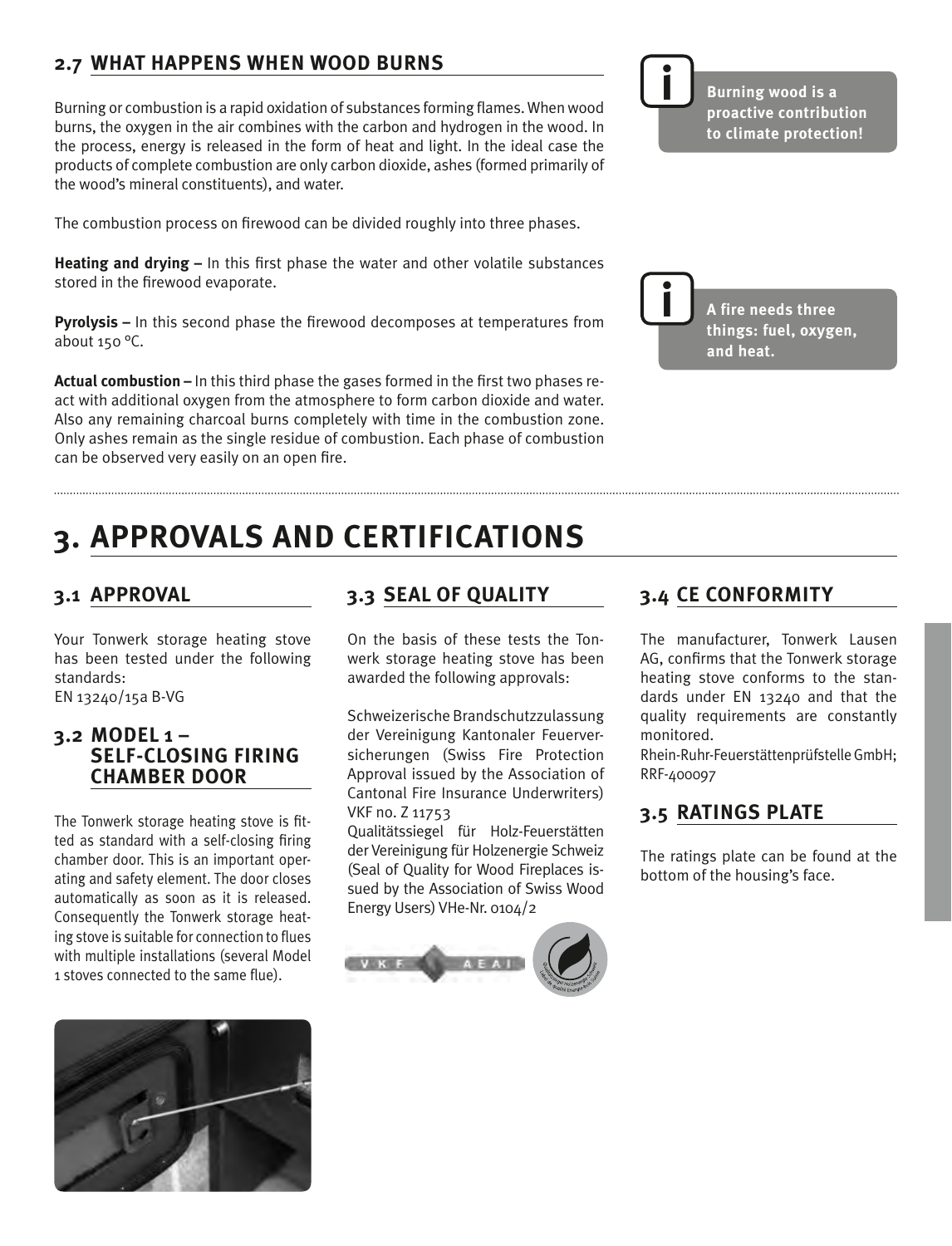## 2.7 WHAT HAPPENS WHEN WOOD BURNS

Burning or combustion is a rapid oxidation of substances forming flames. When wood burns, the oxygen in the air combines with the carbon and hydrogen in the wood. In the process, energy is released in the form of heat and light. In the ideal case the products of complete combustion are only carbon dioxide, ashes (formed primarily of the wood's mineral constituents), and water.

The combustion process on firewood can be divided roughly into three phases.

**Heating and drying –** In this first phase the water and other volatile substances stored in the firewood evaporate.

**Pyrolysis –** In this second phase the firewood decomposes at temperatures from about 150 °C.

**Actual combustion –** In this third phase the gases formed in the first two phases react with additional oxygen from the atmosphere to form carbon dioxide and water. Also any remaining charcoal burns completely with time in the combustion zone. Only ashes remain as the single residue of combustion. Each phase of combustion can be observed very easily on an open fire.

**Burning wood is a proactive contribution to climate protection!**

**A fire needs three things: fuel, oxygen, and heat.**

# 3. APPROVALS AND CERTIFICATIONS

## 3.1 APPROVAL

Your Tonwerk storage heating stove has been tested under the following standards:
EN 13240/15a B-VG

## 3.2 MODEL 1 – SELF-CLOSING FIRING CHAMBER DOOR

The Tonwerk storage heating stove is fitted as standard with a self-closing firing chamber door. This is an important operating and safety element. The door closes automatically as soon as it is released. Consequently the Tonwerk storage heating stove is suitable for connection to flues with multiple installations (several Model 1 stoves connected to the same flue).

## 3.3 SEAL OF QUALITY

On the basis of these tests the Tonwerk storage heating stove has been awarded the following approvals:

Schweizerische Brandschutzzulassung der Vereinigung Kantonaler Feuerversicherungen (Swiss Fire Protection Approval issued by the Association of Cantonal Fire Insurance Underwriters) VKF no. Z 11753
Qualitätssiegel für Holz-Feuerstätten der Vereinigung für Holzenergie Schweiz (Seal of Quality for Wood Fireplaces issued by the Association of Swiss Wood Energy Users) VHe-Nr. 0104/2

## 3.4 CE CONFORMITY

The manufacturer, Tonwerk Lausen AG, confirms that the Tonwerk storage heating stove conforms to the standards under EN 13240 and that the quality requirements are constantly monitored.
Rhein-Ruhr-Feuerstättenprüfstelle GmbH; RRF-400097

## 3.5 RATINGS PLATE

The ratings plate can be found at the bottom of the housing's face.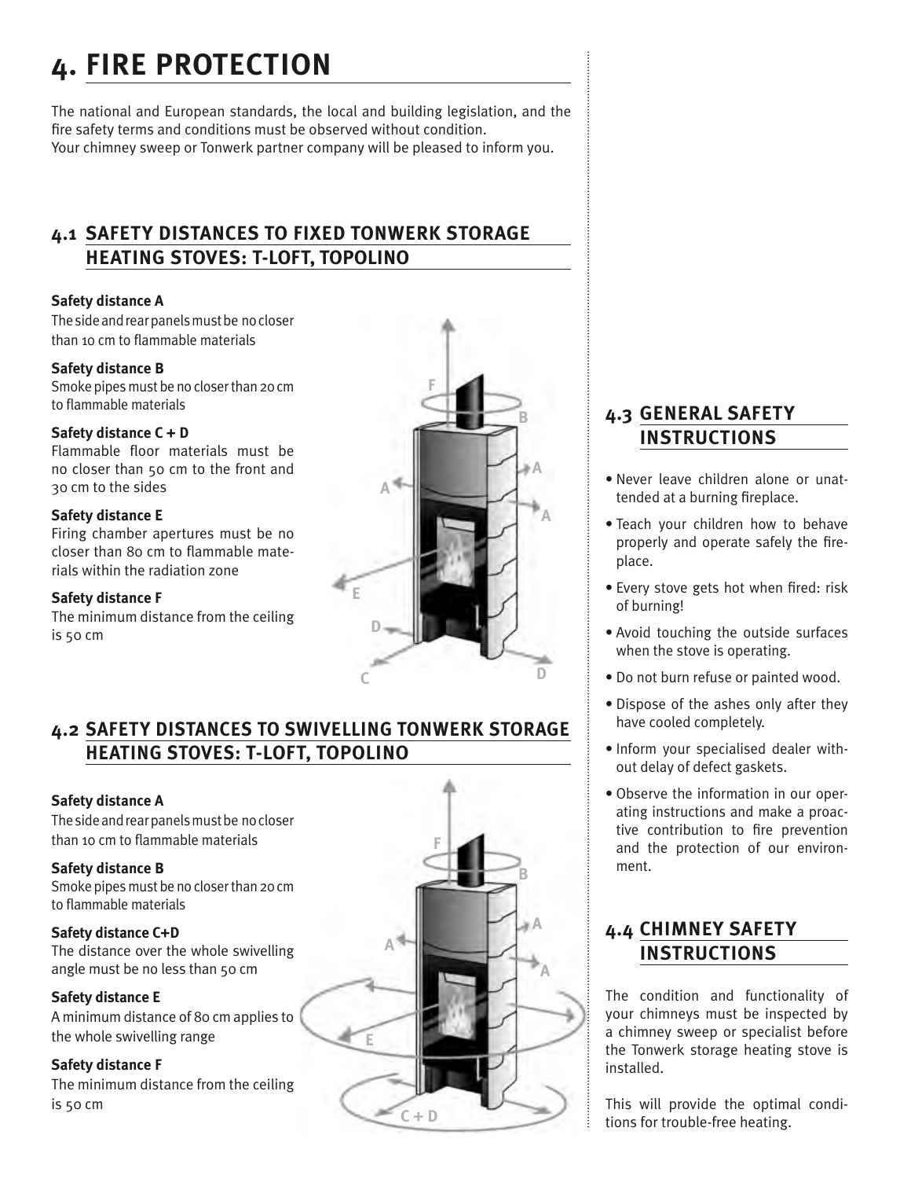# 4. FIRE PROTECTION

The national and European standards, the local and building legislation, and the fire safety terms and conditions must be observed without condition.
Your chimney sweep or Tonwerk partner company will be pleased to inform you.

## 4.1 SAFETY DISTANCES TO FIXED TONWERK STORAGE HEATING STOVES: T-LOFT, TOPOLINO

**Safety distance A**
The side and rear panels must be no closer than 10 cm to flammable materials

**Safety distance B**
Smoke pipes must be no closer than 20 cm to flammable materials

**Safety distance C + D**
Flammable floor materials must be no closer than 50 cm to the front and 30 cm to the sides

**Safety distance E**
Firing chamber apertures must be no closer than 80 cm to flammable materials within the radiation zone

**Safety distance F**
The minimum distance from the ceiling is 50 cm

F
B
A
A
A
E
D
C
D

## 4.2 SAFETY DISTANCES TO SWIVELLING TONWERK STORAGE HEATING STOVES: T-LOFT, TOPOLINO

**Safety distance A**
The side and rear panels must be no closer than 10 cm to flammable materials

**Safety distance B**
Smoke pipes must be no closer than 20 cm to flammable materials

**Safety distance C+D**
The distance over the whole swivelling angle must be no less than 50 cm

**Safety distance E**
A minimum distance of 80 cm applies to the whole swivelling range

**Safety distance F**
The minimum distance from the ceiling is 50 cm

F
B
A
A
A
E
C + D

## 4.3 GENERAL SAFETY INSTRUCTIONS

- Never leave children alone or unattended at a burning fireplace.
- Teach your children how to behave properly and operate safely the fireplace.
- Every stove gets hot when fired: risk of burning!
- Avoid touching the outside surfaces when the stove is operating.
- Do not burn refuse or painted wood.
- Dispose of the ashes only after they have cooled completely.
- Inform your specialised dealer without delay of defect gaskets.
- Observe the information in our operating instructions and make a proactive contribution to fire prevention and the protection of our environment.

## 4.4 CHIMNEY SAFETY INSTRUCTIONS

The condition and functionality of your chimneys must be inspected by a chimney sweep or specialist before the Tonwerk storage heating stove is installed.

This will provide the optimal conditions for trouble-free heating.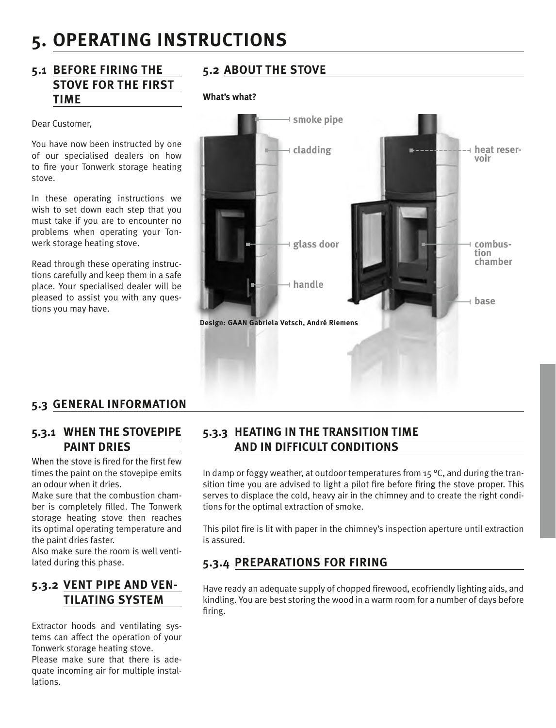# 5. OPERATING INSTRUCTIONS

## 5.1 BEFORE FIRING THE STOVE FOR THE FIRST TIME

Dear Customer,

You have now been instructed by one of our specialised dealers on how to fire your Tonwerk storage heating stove.

In these operating instructions we wish to set down each step that you must take if you are to encounter no problems when operating your Tonwerk storage heating stove.

Read through these operating instructions carefully and keep them in a safe place. Your specialised dealer will be pleased to assist you with any questions you may have.

## 5.2 ABOUT THE STOVE

**What's what?**

smoke pipe

cladding

glass door

handle

heat reservoir

combustion chamber

base

**Design: GAAN Gabriela Vetsch, André Riemens**

## 5.3 GENERAL INFORMATION

### 5.3.1 WHEN THE STOVEPIPE PAINT DRIES

When the stove is fired for the first few times the paint on the stovepipe emits an odour when it dries.

Make sure that the combustion chamber is completely filled. The Tonwerk storage heating stove then reaches its optimal operating temperature and the paint dries faster.

Also make sure the room is well ventilated during this phase.

### 5.3.2 VENT PIPE AND VENTILATING SYSTEM

Extractor hoods and ventilating systems can affect the operation of your Tonwerk storage heating stove.

Please make sure that there is adequate incoming air for multiple installations.

### 5.3.3 HEATING IN THE TRANSITION TIME AND IN DIFFICULT CONDITIONS

In damp or foggy weather, at outdoor temperatures from 15 °C, and during the transition time you are advised to light a pilot fire before firing the stove proper. This serves to displace the cold, heavy air in the chimney and to create the right conditions for the optimal extraction of smoke.

This pilot fire is lit with paper in the chimney's inspection aperture until extraction is assured.

### 5.3.4 PREPARATIONS FOR FIRING

Have ready an adequate supply of chopped firewood, ecofriendly lighting aids, and kindling. You are best storing the wood in a warm room for a number of days before firing.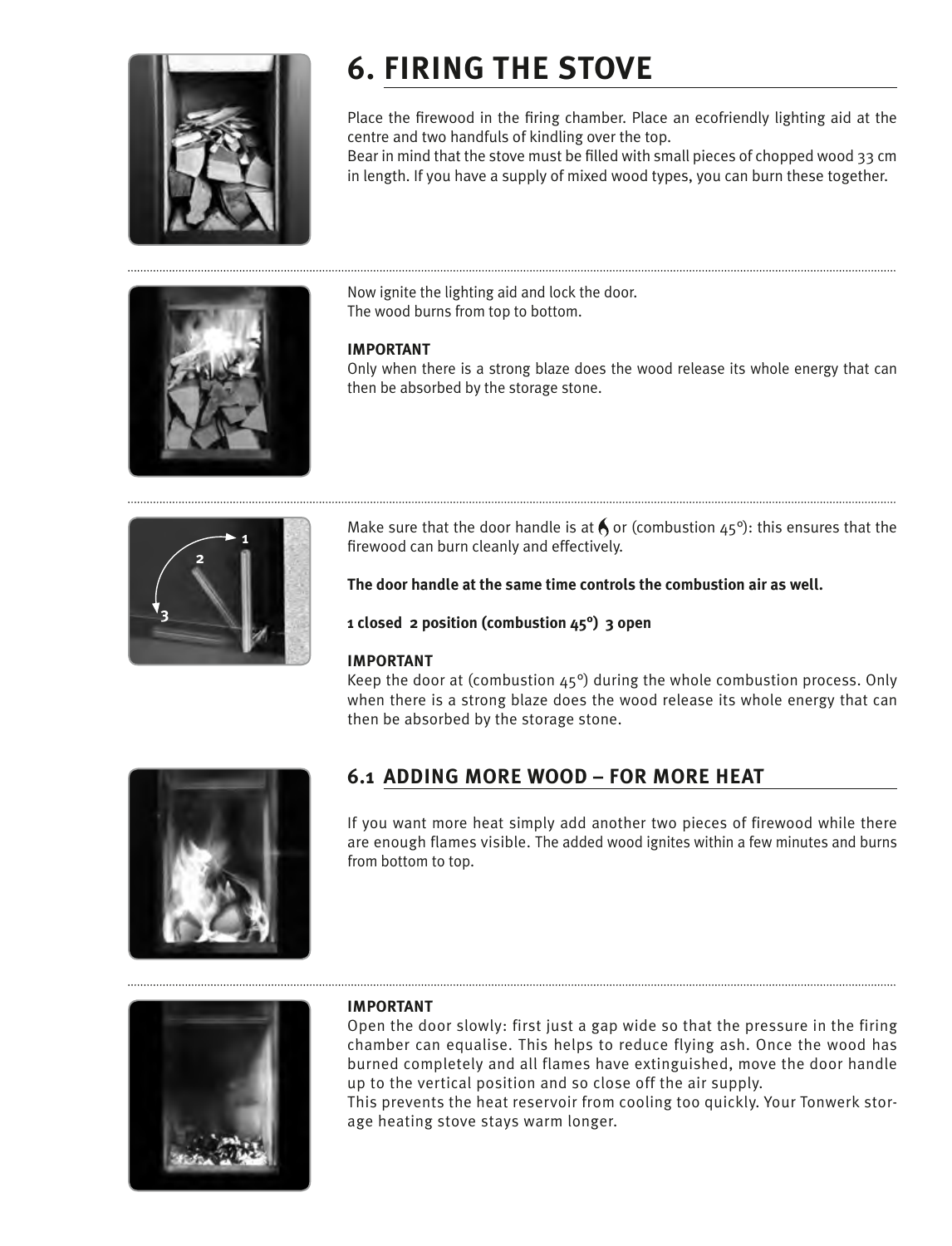# 6. FIRING THE STOVE

Place the firewood in the firing chamber. Place an ecofriendly lighting aid at the centre and two handfuls of kindling over the top.
Bear in mind that the stove must be filled with small pieces of chopped wood 33 cm in length. If you have a supply of mixed wood types, you can burn these together.

Now ignite the lighting aid and lock the door.
The wood burns from top to bottom.

**IMPORTANT**
Only when there is a strong blaze does the wood release its whole energy that can then be absorbed by the storage stone.

1
2
3

Make sure that the door handle is at 🔥 or (combustion 45°): this ensures that the firewood can burn cleanly and effectively.

**The door handle at the same time controls the combustion air as well.**

**1 closed 2 position (combustion 45°) 3 open**

**IMPORTANT**
Keep the door at (combustion 45°) during the whole combustion process. Only when there is a strong blaze does the wood release its whole energy that can then be absorbed by the storage stone.

## 6.1 ADDING MORE WOOD – FOR MORE HEAT

If you want more heat simply add another two pieces of firewood while there are enough flames visible. The added wood ignites within a few minutes and burns from bottom to top.

**IMPORTANT**
Open the door slowly: first just a gap wide so that the pressure in the firing chamber can equalise. This helps to reduce flying ash. Once the wood has burned completely and all flames have extinguished, move the door handle up to the vertical position and so close off the air supply.
This prevents the heat reservoir from cooling too quickly. Your Tonwerk storage heating stove stays warm longer.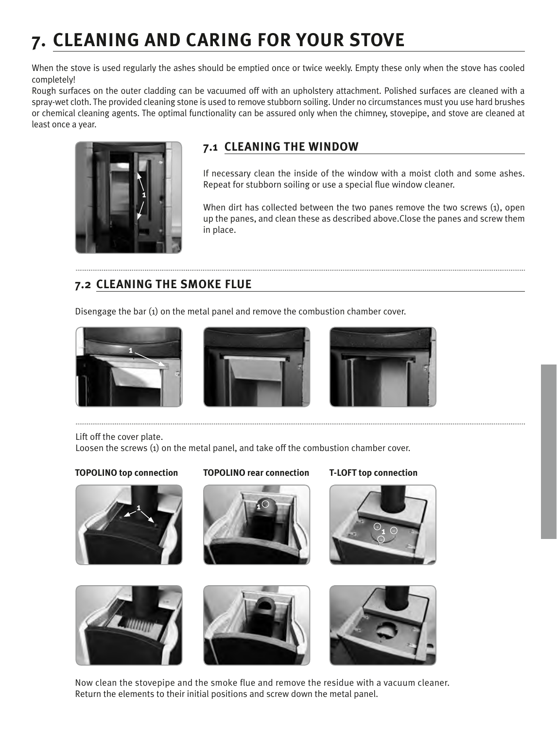# 7. CLEANING AND CARING FOR YOUR STOVE

When the stove is used regularly the ashes should be emptied once or twice weekly. Empty these only when the stove has cooled completely!
Rough surfaces on the outer cladding can be vacuumed off with an upholstery attachment. Polished surfaces are cleaned with a spray-wet cloth. The provided cleaning stone is used to remove stubborn soiling. Under no circumstances must you use hard brushes or chemical cleaning agents. The optimal functionality can be assured only when the chimney, stovepipe, and stove are cleaned at least once a year.

## 7.1 CLEANING THE WINDOW

If necessary clean the inside of the window with a moist cloth and some ashes. Repeat for stubborn soiling or use a special flue window cleaner.

When dirt has collected between the two panes remove the two screws (1), open up the panes, and clean these as described above.Close the panes and screw them in place.

## 7.2 CLEANING THE SMOKE FLUE

Disengage the bar (1) on the metal panel and remove the combustion chamber cover.

Lift off the cover plate.
Loosen the screws (1) on the metal panel, and take off the combustion chamber cover.

**TOPOLINO top connection** **TOPOLINO rear connection** **T-LOFT top connection**

Now clean the stovepipe and the smoke flue and remove the residue with a vacuum cleaner.
Return the elements to their initial positions and screw down the metal panel.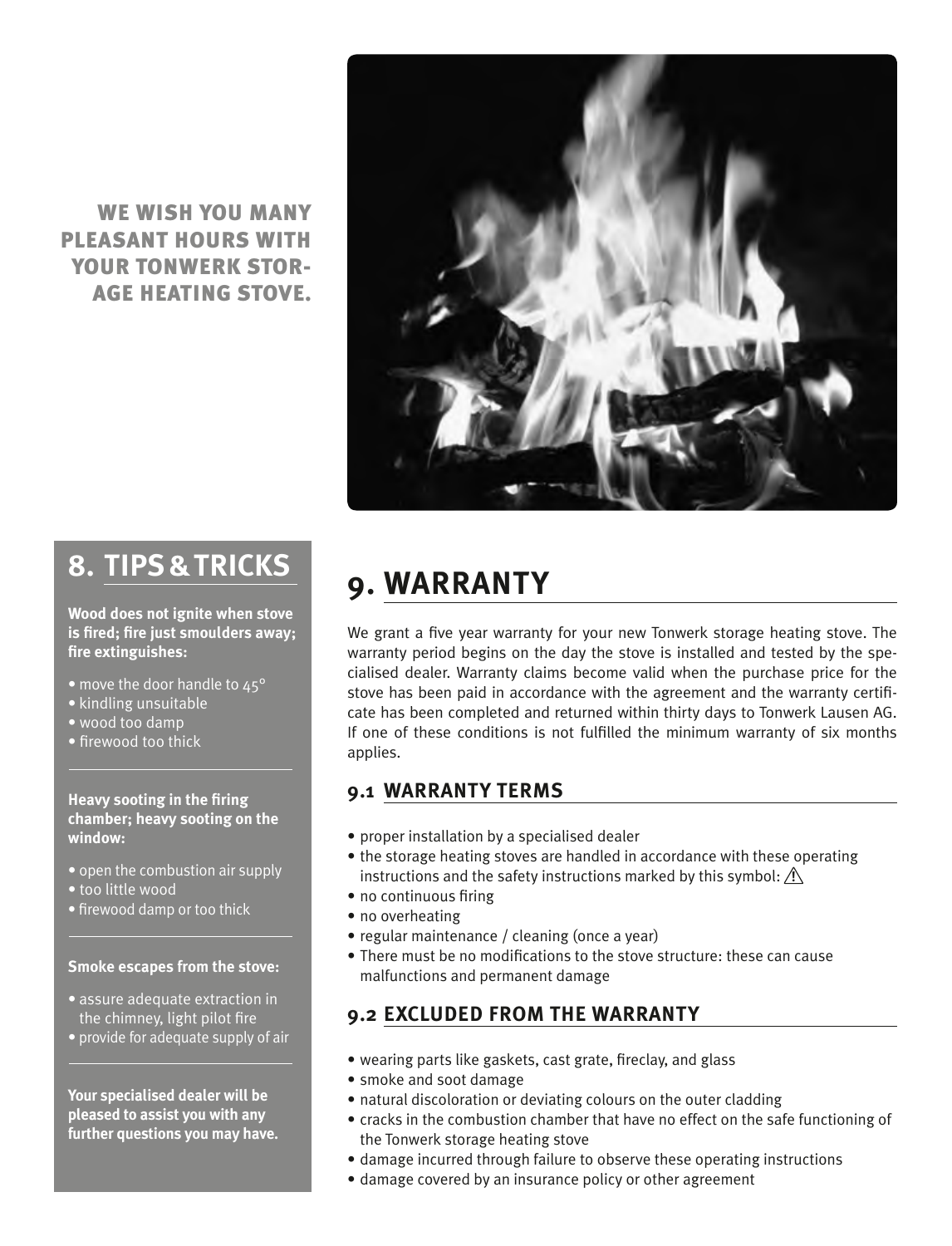WE WISH YOU MANY PLEASANT HOURS WITH YOUR TONWERK STORAGE HEATING STOVE.

## 8. TIPS & TRICKS

**Wood does not ignite when stove is fired; fire just smoulders away; fire extinguishes:**

- move the door handle to 45°
- kindling unsuitable
- wood too damp
- firewood too thick

**Heavy sooting in the firing chamber; heavy sooting on the window:**

- open the combustion air supply
- too little wood
- firewood damp or too thick

**Smoke escapes from the stove:**

- assure adequate extraction in the chimney, light pilot fire
- provide for adequate supply of air

**Your specialised dealer will be pleased to assist you with any further questions you may have.**

## 9. WARRANTY

We grant a five year warranty for your new Tonwerk storage heating stove. The warranty period begins on the day the stove is installed and tested by the specialised dealer. Warranty claims become valid when the purchase price for the stove has been paid in accordance with the agreement and the warranty certificate has been completed and returned within thirty days to Tonwerk Lausen AG. If one of these conditions is not fulfilled the minimum warranty of six months applies.

### 9.1 WARRANTY TERMS

- proper installation by a specialised dealer
- the storage heating stoves are handled in accordance with these operating instructions and the safety instructions marked by this symbol: ⚠
- no continuous firing
- no overheating
- regular maintenance / cleaning (once a year)
- There must be no modifications to the stove structure: these can cause malfunctions and permanent damage

### 9.2 EXCLUDED FROM THE WARRANTY

- wearing parts like gaskets, cast grate, fireclay, and glass
- smoke and soot damage
- natural discoloration or deviating colours on the outer cladding
- cracks in the combustion chamber that have no effect on the safe functioning of the Tonwerk storage heating stove
- damage incurred through failure to observe these operating instructions
- damage covered by an insurance policy or other agreement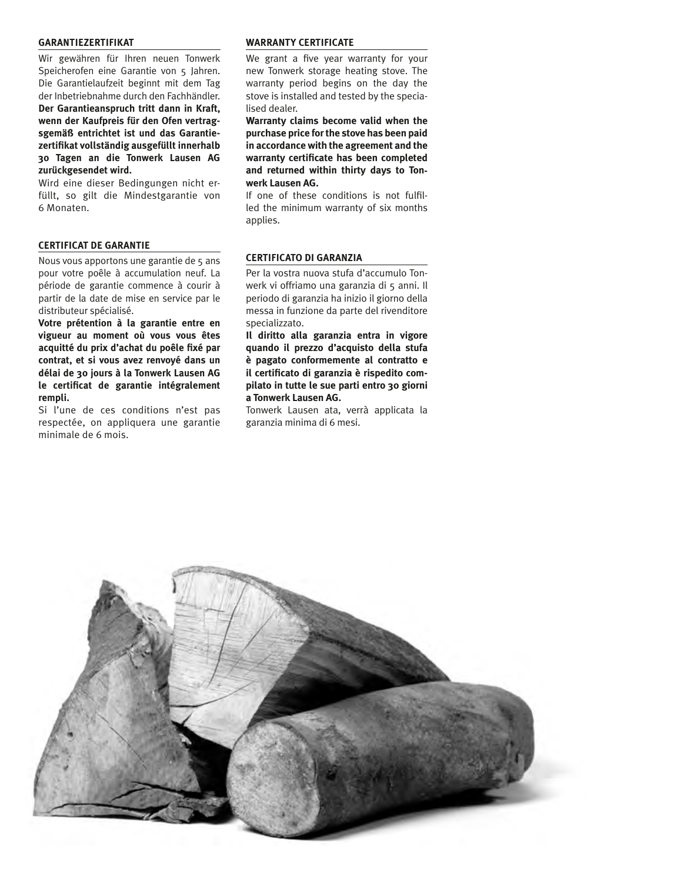## GARANTIEZERTIFIKAT

Wir gewähren für Ihren neuen Tonwerk Speicherofen eine Garantie von 5 Jahren. Die Garantielaufzeit beginnt mit dem Tag der Inbetriebnahme durch den Fachhändler. **Der Garantieanspruch tritt dann in Kraft, wenn der Kaufpreis für den Ofen vertragsgemäß entrichtet ist und das Garantiezertifikat vollständig ausgefüllt innerhalb 30 Tagen an die Tonwerk Lausen AG zurückgesendet wird.**

Wird eine dieser Bedingungen nicht erfüllt, so gilt die Mindestgarantie von 6 Monaten.

## CERTIFICAT DE GARANTIE

Nous vous apportons une garantie de 5 ans pour votre poêle à accumulation neuf. La période de garantie commence à courir à partir de la date de mise en service par le distributeur spécialisé.

**Votre prétention à la garantie entre en vigueur au moment où vous vous êtes acquitté du prix d'achat du poêle fixé par contrat, et si vous avez renvoyé dans un délai de 30 jours à la Tonwerk Lausen AG le certificat de garantie intégralement rempli.**

Si l'une de ces conditions n'est pas respectée, on appliquera une garantie minimale de 6 mois.

## WARRANTY CERTIFICATE

We grant a five year warranty for your new Tonwerk storage heating stove. The warranty period begins on the day the stove is installed and tested by the specialised dealer.

**Warranty claims become valid when the purchase price for the stove has been paid in accordance with the agreement and the warranty certificate has been completed and returned within thirty days to Tonwerk Lausen AG.**

If one of these conditions is not fulfilled the minimum warranty of six months applies.

## CERTIFICATO DI GARANZIA

Per la vostra nuova stufa d'accumulo Tonwerk vi offriamo una garanzia di 5 anni. Il periodo di garanzia ha inizio il giorno della messa in funzione da parte del rivenditore specializzato.

**Il diritto alla garanzia entra in vigore quando il prezzo d'acquisto della stufa è pagato conformemente al contratto e il certificato di garanzia è rispedito compilato in tutte le sue parti entro 30 giorni a Tonwerk Lausen AG.**

Tonwerk Lausen ata, verrà applicata la garanzia minima di 6 mesi.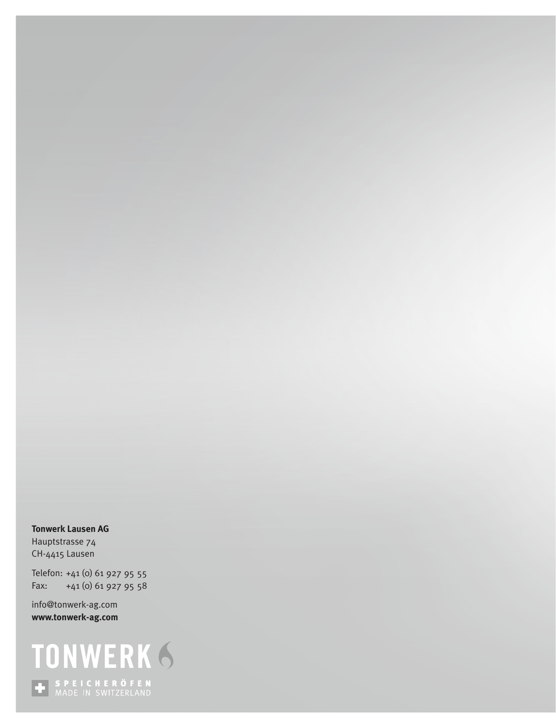**Tonwerk Lausen AG**
Hauptstrasse 74
CH-4415 Lausen

Telefon: +41 (0) 61 927 95 55
Fax: +41 (0) 61 927 95 58

info@tonwerk-ag.com
**www.tonwerk-ag.com**

TONWERK

SPEICHERÖFEN
MADE IN SWITZERLAND